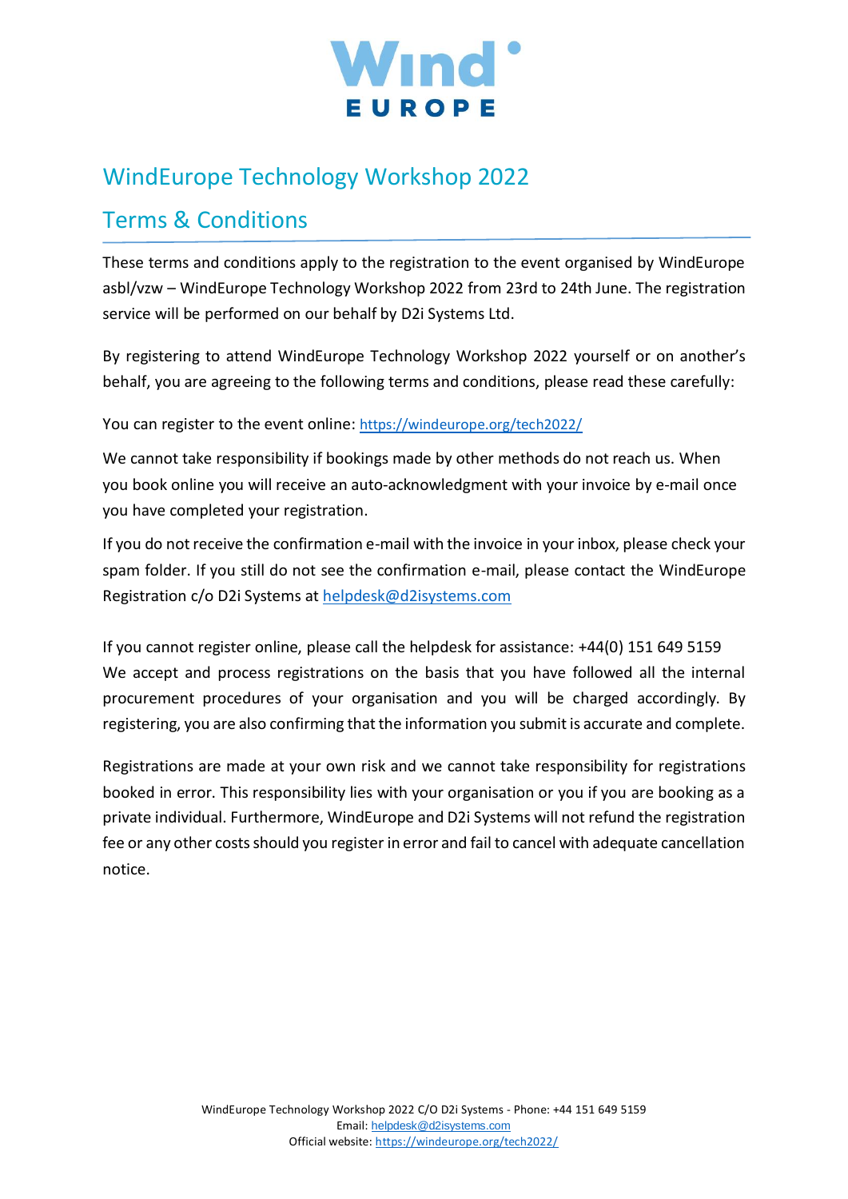# WindEurope Technology Workshop 2022

## Terms & Conditions

These terms and conditions apply to the registration to the event organised by WindEurope asbl/vzw – WindEurope Technology Workshop 2022 from 23rd to 24th June. The registration service will be performed on our behalf by D2i Systems Ltd.

By registering to attend WindEurope Technology Workshop 2022 yourself or on another's behalf, you are agreeing to the following terms and conditions, please read these carefully:

You can register to the event online: https://windeurope.org/tech2022/

We cannot take responsibility if bookings made by other methods do not reach us. When you book online you will receive an auto-acknowledgment with your invoice by e-mail once you have completed your registration.

If you do not receive the confirmation e-mail with the invoice in your inbox, please check your spam folder. If you still do not see the confirmation e-mail, please contact the WindEurope Registration c/o D2i Systems at helpdesk@d2isystems.com

If you cannot register online, please call the helpdesk for assistance: +44(0) 151 649 5159
We accept and process registrations on the basis that you have followed all the internal procurement procedures of your organisation and you will be charged accordingly. By registering, you are also confirming that the information you submit is accurate and complete.

Registrations are made at your own risk and we cannot take responsibility for registrations booked in error. This responsibility lies with your organisation or you if you are booking as a private individual. Furthermore, WindEurope and D2i Systems will not refund the registration fee or any other costs should you register in error and fail to cancel with adequate cancellation notice.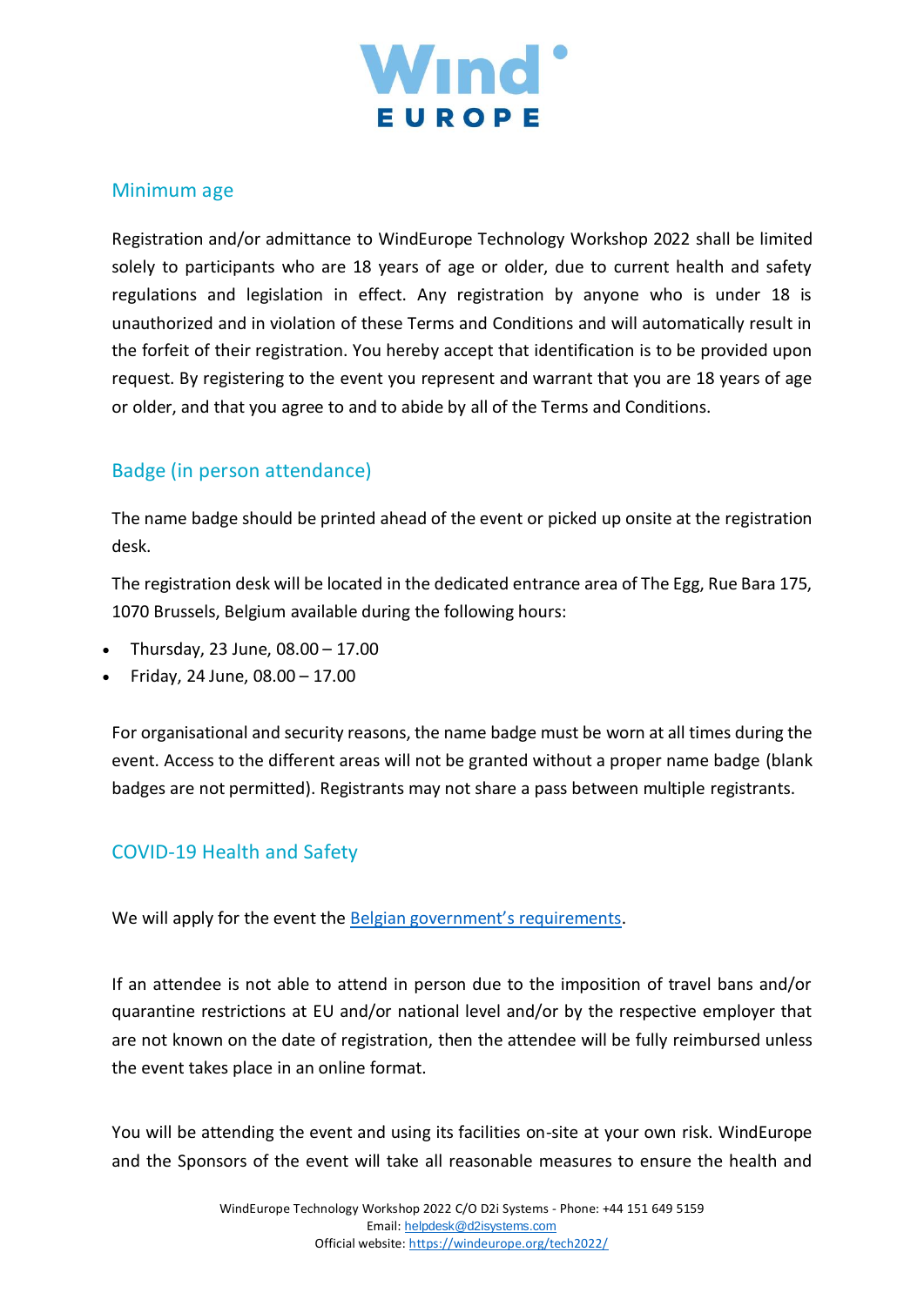## Minimum age

Registration and/or admittance to WindEurope Technology Workshop 2022 shall be limited solely to participants who are 18 years of age or older, due to current health and safety regulations and legislation in effect. Any registration by anyone who is under 18 is unauthorized and in violation of these Terms and Conditions and will automatically result in the forfeit of their registration. You hereby accept that identification is to be provided upon request. By registering to the event you represent and warrant that you are 18 years of age or older, and that you agree to and to abide by all of the Terms and Conditions.

## Badge (in person attendance)

The name badge should be printed ahead of the event or picked up onsite at the registration desk.

The registration desk will be located in the dedicated entrance area of The Egg, Rue Bara 175, 1070 Brussels, Belgium available during the following hours:

- Thursday, 23 June, 08.00 – 17.00
- Friday, 24 June, 08.00 – 17.00

For organisational and security reasons, the name badge must be worn at all times during the event. Access to the different areas will not be granted without a proper name badge (blank badges are not permitted). Registrants may not share a pass between multiple registrants.

## COVID-19 Health and Safety

We will apply for the event the [Belgian government's requirements](#).

If an attendee is not able to attend in person due to the imposition of travel bans and/or quarantine restrictions at EU and/or national level and/or by the respective employer that are not known on the date of registration, then the attendee will be fully reimbursed unless the event takes place in an online format.

You will be attending the event and using its facilities on-site at your own risk. WindEurope and the Sponsors of the event will take all reasonable measures to ensure the health and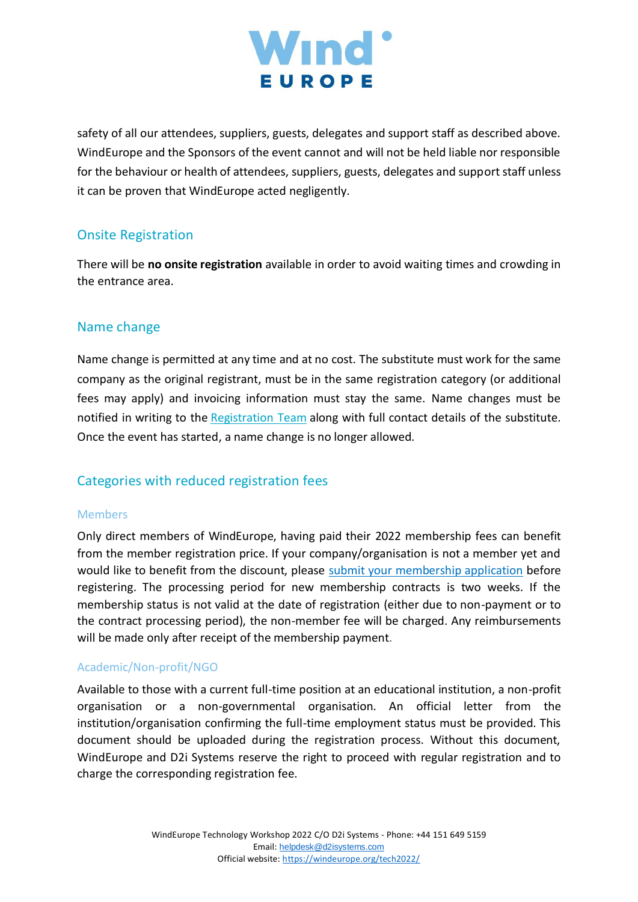safety of all our attendees, suppliers, guests, delegates and support staff as described above. WindEurope and the Sponsors of the event cannot and will not be held liable nor responsible for the behaviour or health of attendees, suppliers, guests, delegates and support staff unless it can be proven that WindEurope acted negligently.

## Onsite Registration

There will be **no onsite registration** available in order to avoid waiting times and crowding in the entrance area.

## Name change

Name change is permitted at any time and at no cost. The substitute must work for the same company as the original registrant, must be in the same registration category (or additional fees may apply) and invoicing information must stay the same. Name changes must be notified in writing to the Registration Team along with full contact details of the substitute. Once the event has started, a name change is no longer allowed.

## Categories with reduced registration fees

### Members

Only direct members of WindEurope, having paid their 2022 membership fees can benefit from the member registration price. If your company/organisation is not a member yet and would like to benefit from the discount, please submit your membership application before registering. The processing period for new membership contracts is two weeks. If the membership status is not valid at the date of registration (either due to non-payment or to the contract processing period), the non-member fee will be charged. Any reimbursements will be made only after receipt of the membership payment.

### Academic/Non-profit/NGO

Available to those with a current full-time position at an educational institution, a non-profit organisation or a non-governmental organisation. An official letter from the institution/organisation confirming the full-time employment status must be provided. This document should be uploaded during the registration process. Without this document, WindEurope and D2i Systems reserve the right to proceed with regular registration and to charge the corresponding registration fee.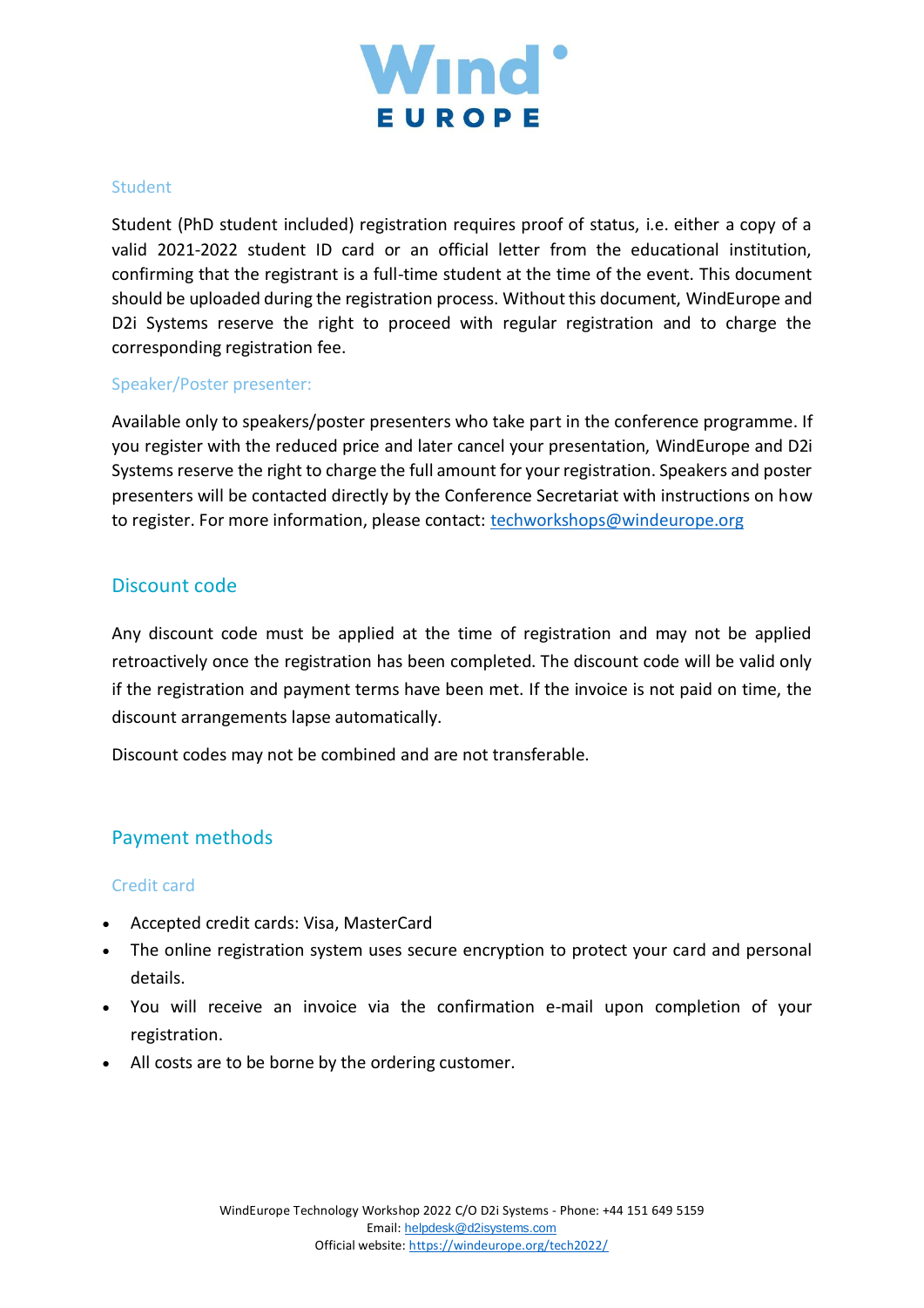### Student

Student (PhD student included) registration requires proof of status, i.e. either a copy of a valid 2021-2022 student ID card or an official letter from the educational institution, confirming that the registrant is a full-time student at the time of the event. This document should be uploaded during the registration process. Without this document, WindEurope and D2i Systems reserve the right to proceed with regular registration and to charge the corresponding registration fee.

### Speaker/Poster presenter:

Available only to speakers/poster presenters who take part in the conference programme. If you register with the reduced price and later cancel your presentation, WindEurope and D2i Systems reserve the right to charge the full amount for your registration. Speakers and poster presenters will be contacted directly by the Conference Secretariat with instructions on how to register. For more information, please contact: techworkshops@windeurope.org

## Discount code

Any discount code must be applied at the time of registration and may not be applied retroactively once the registration has been completed. The discount code will be valid only if the registration and payment terms have been met. If the invoice is not paid on time, the discount arrangements lapse automatically.

Discount codes may not be combined and are not transferable.

## Payment methods

### Credit card

- Accepted credit cards: Visa, MasterCard
- The online registration system uses secure encryption to protect your card and personal details.
- You will receive an invoice via the confirmation e-mail upon completion of your registration.
- All costs are to be borne by the ordering customer.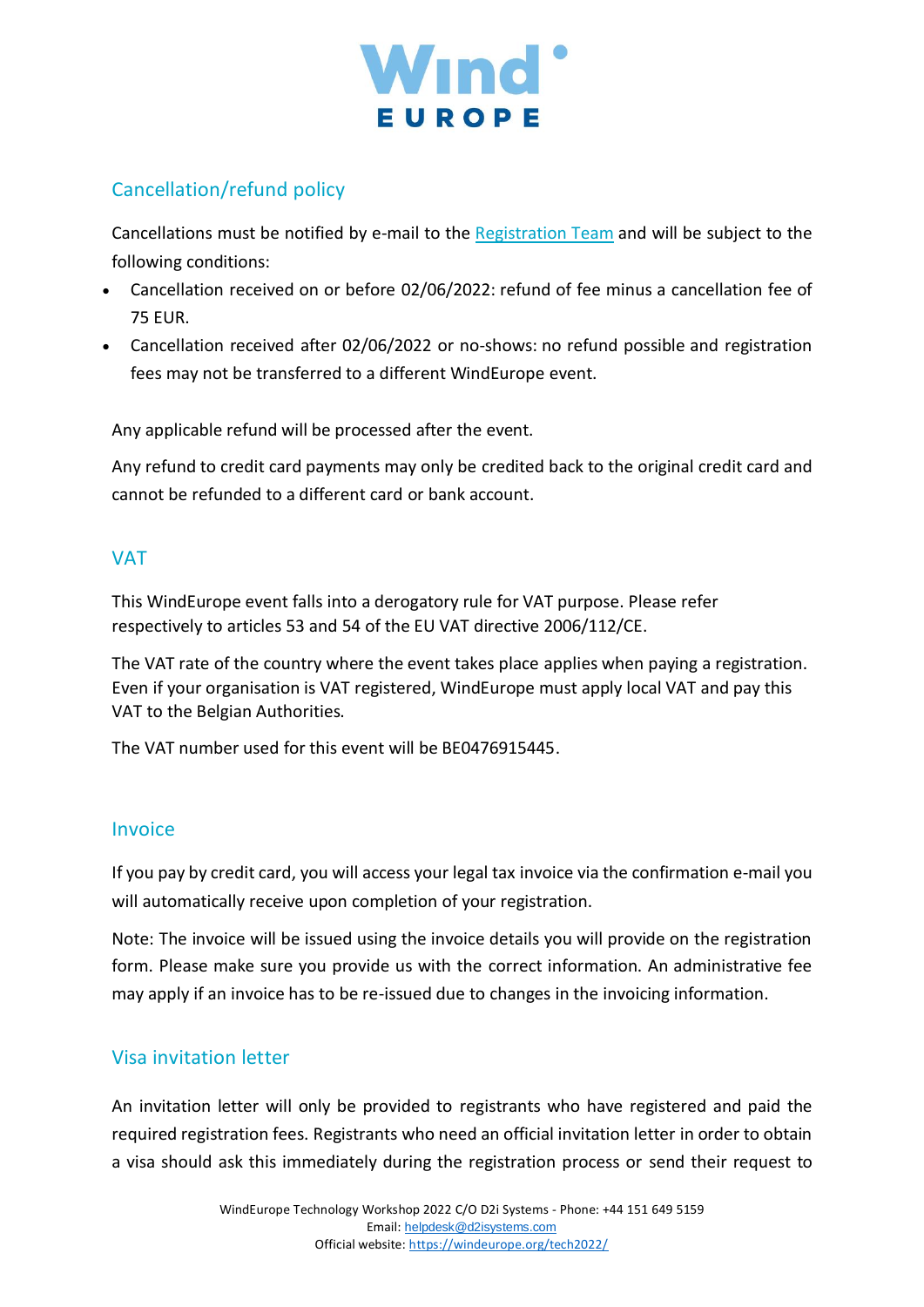## Cancellation/refund policy

Cancellations must be notified by e-mail to the Registration Team and will be subject to the following conditions:

- Cancellation received on or before 02/06/2022: refund of fee minus a cancellation fee of 75 EUR.
- Cancellation received after 02/06/2022 or no-shows: no refund possible and registration fees may not be transferred to a different WindEurope event.

Any applicable refund will be processed after the event.

Any refund to credit card payments may only be credited back to the original credit card and cannot be refunded to a different card or bank account.

## VAT

This WindEurope event falls into a derogatory rule for VAT purpose. Please refer respectively to articles 53 and 54 of the EU VAT directive 2006/112/CE.

The VAT rate of the country where the event takes place applies when paying a registration. Even if your organisation is VAT registered, WindEurope must apply local VAT and pay this VAT to the Belgian Authorities.

The VAT number used for this event will be BE0476915445.

## Invoice

If you pay by credit card, you will access your legal tax invoice via the confirmation e-mail you will automatically receive upon completion of your registration.

Note: The invoice will be issued using the invoice details you will provide on the registration form. Please make sure you provide us with the correct information. An administrative fee may apply if an invoice has to be re-issued due to changes in the invoicing information.

## Visa invitation letter

An invitation letter will only be provided to registrants who have registered and paid the required registration fees. Registrants who need an official invitation letter in order to obtain a visa should ask this immediately during the registration process or send their request to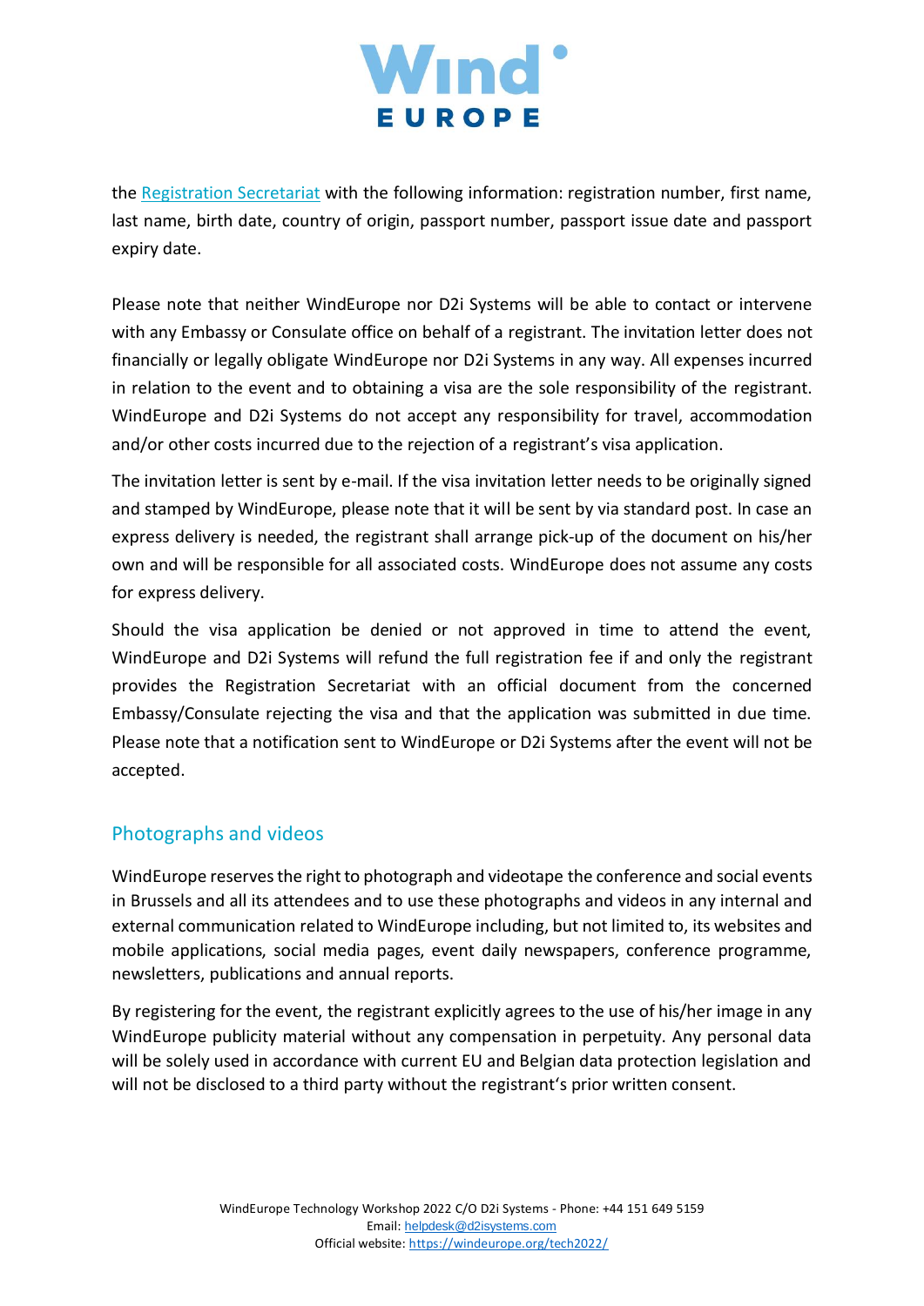the [Registration Secretariat](#) with the following information: registration number, first name, last name, birth date, country of origin, passport number, passport issue date and passport expiry date.

Please note that neither WindEurope nor D2i Systems will be able to contact or intervene with any Embassy or Consulate office on behalf of a registrant. The invitation letter does not financially or legally obligate WindEurope nor D2i Systems in any way. All expenses incurred in relation to the event and to obtaining a visa are the sole responsibility of the registrant. WindEurope and D2i Systems do not accept any responsibility for travel, accommodation and/or other costs incurred due to the rejection of a registrant's visa application.

The invitation letter is sent by e-mail. If the visa invitation letter needs to be originally signed and stamped by WindEurope, please note that it will be sent by via standard post. In case an express delivery is needed, the registrant shall arrange pick-up of the document on his/her own and will be responsible for all associated costs. WindEurope does not assume any costs for express delivery.

Should the visa application be denied or not approved in time to attend the event, WindEurope and D2i Systems will refund the full registration fee if and only the registrant provides the Registration Secretariat with an official document from the concerned Embassy/Consulate rejecting the visa and that the application was submitted in due time. Please note that a notification sent to WindEurope or D2i Systems after the event will not be accepted.

## Photographs and videos

WindEurope reserves the right to photograph and videotape the conference and social events in Brussels and all its attendees and to use these photographs and videos in any internal and external communication related to WindEurope including, but not limited to, its websites and mobile applications, social media pages, event daily newspapers, conference programme, newsletters, publications and annual reports.

By registering for the event, the registrant explicitly agrees to the use of his/her image in any WindEurope publicity material without any compensation in perpetuity. Any personal data will be solely used in accordance with current EU and Belgian data protection legislation and will not be disclosed to a third party without the registrant's prior written consent.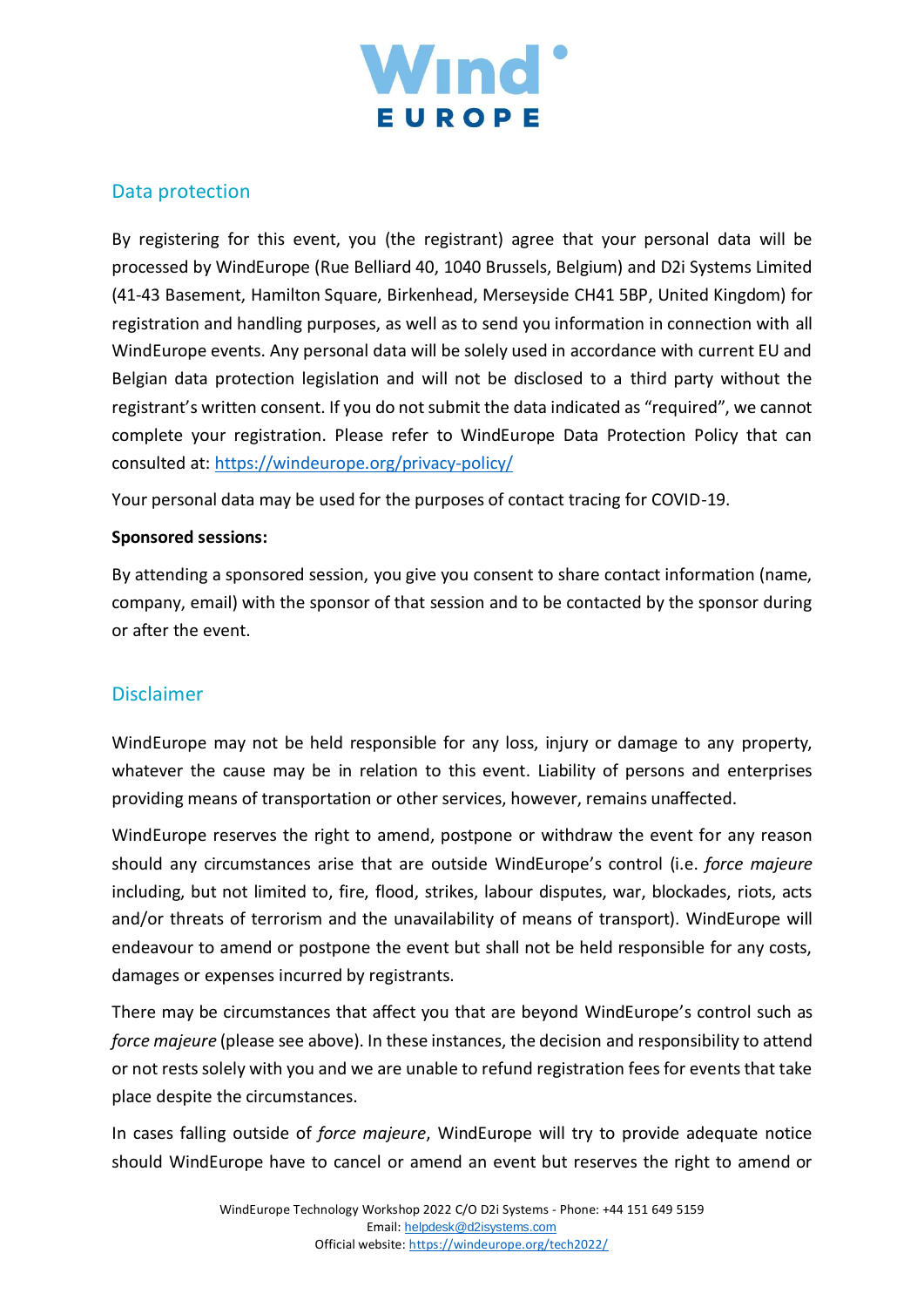## Data protection

By registering for this event, you (the registrant) agree that your personal data will be processed by WindEurope (Rue Belliard 40, 1040 Brussels, Belgium) and D2i Systems Limited (41-43 Basement, Hamilton Square, Birkenhead, Merseyside CH41 5BP, United Kingdom) for registration and handling purposes, as well as to send you information in connection with all WindEurope events. Any personal data will be solely used in accordance with current EU and Belgian data protection legislation and will not be disclosed to a third party without the registrant's written consent. If you do not submit the data indicated as "required", we cannot complete your registration. Please refer to WindEurope Data Protection Policy that can consulted at: [https://windeurope.org/privacy-policy/](https://windeurope.org/privacy-policy/)

Your personal data may be used for the purposes of contact tracing for COVID-19.

**Sponsored sessions:**

By attending a sponsored session, you give you consent to share contact information (name, company, email) with the sponsor of that session and to be contacted by the sponsor during or after the event.

## Disclaimer

WindEurope may not be held responsible for any loss, injury or damage to any property, whatever the cause may be in relation to this event. Liability of persons and enterprises providing means of transportation or other services, however, remains unaffected.

WindEurope reserves the right to amend, postpone or withdraw the event for any reason should any circumstances arise that are outside WindEurope's control (i.e. *force majeure* including, but not limited to, fire, flood, strikes, labour disputes, war, blockades, riots, acts and/or threats of terrorism and the unavailability of means of transport). WindEurope will endeavour to amend or postpone the event but shall not be held responsible for any costs, damages or expenses incurred by registrants.

There may be circumstances that affect you that are beyond WindEurope's control such as *force majeure* (please see above). In these instances, the decision and responsibility to attend or not rests solely with you and we are unable to refund registration fees for events that take place despite the circumstances.

In cases falling outside of *force majeure*, WindEurope will try to provide adequate notice should WindEurope have to cancel or amend an event but reserves the right to amend or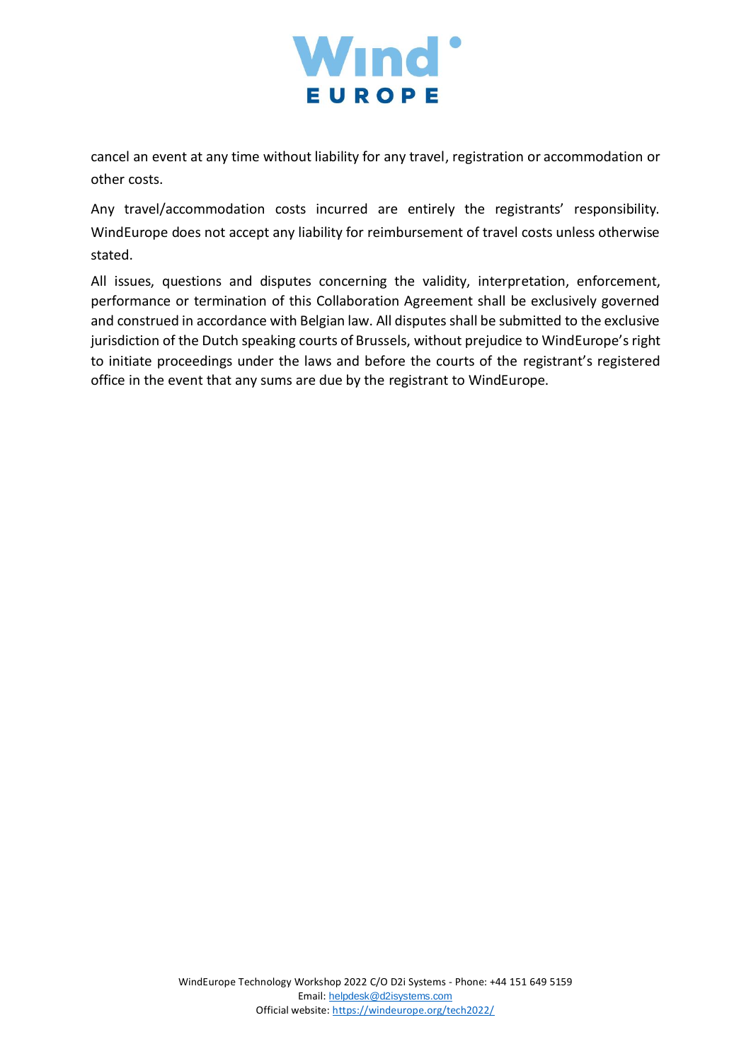cancel an event at any time without liability for any travel, registration or accommodation or other costs.

Any travel/accommodation costs incurred are entirely the registrants' responsibility. WindEurope does not accept any liability for reimbursement of travel costs unless otherwise stated.

All issues, questions and disputes concerning the validity, interpretation, enforcement, performance or termination of this Collaboration Agreement shall be exclusively governed and construed in accordance with Belgian law. All disputes shall be submitted to the exclusive jurisdiction of the Dutch speaking courts of Brussels, without prejudice to WindEurope's right to initiate proceedings under the laws and before the courts of the registrant's registered office in the event that any sums are due by the registrant to WindEurope.